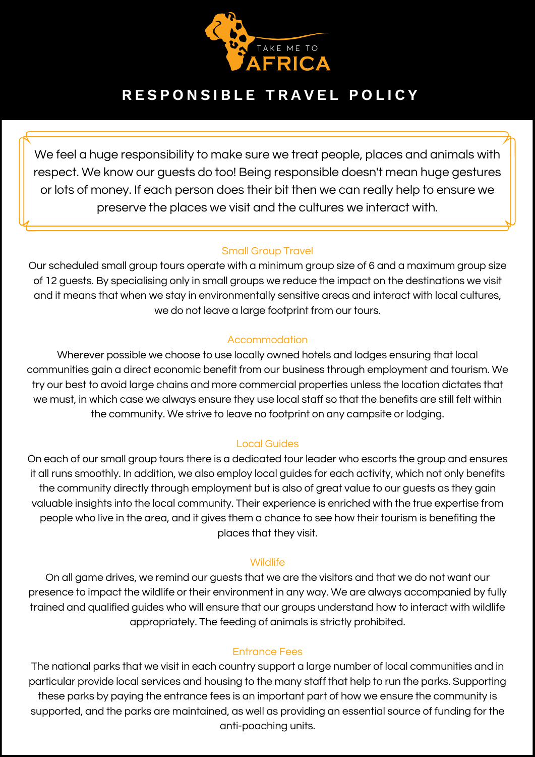TAKE ME TO

AFRICA

# RESPONSIBLE TRAVEL POLICY

We feel a huge responsibility to make sure we treat people, places and animals with respect. We know our guests do too! Being responsible doesn't mean huge gestures or lots of money. If each person does their bit then we can really help to ensure we preserve the places we visit and the cultures we interact with.

## Small Group Travel

Our scheduled small group tours operate with a minimum group size of 6 and a maximum group size of 12 guests. By specialising only in small groups we reduce the impact on the destinations we visit and it means that when we stay in environmentally sensitive areas and interact with local cultures, we do not leave a large footprint from our tours.

## Accommodation

Wherever possible we choose to use locally owned hotels and lodges ensuring that local communities gain a direct economic benefit from our business through employment and tourism. We try our best to avoid large chains and more commercial properties unless the location dictates that we must, in which case we always ensure they use local staff so that the benefits are still felt within the community. We strive to leave no footprint on any campsite or lodging.

## Local Guides

On each of our small group tours there is a dedicated tour leader who escorts the group and ensures it all runs smoothly. In addition, we also employ local guides for each activity, which not only benefits the community directly through employment but is also of great value to our guests as they gain valuable insights into the local community. Their experience is enriched with the true expertise from people who live in the area, and it gives them a chance to see how their tourism is benefiting the places that they visit.

## Wildlife

On all game drives, we remind our guests that we are the visitors and that we do not want our presence to impact the wildlife or their environment in any way. We are always accompanied by fully trained and qualified guides who will ensure that our groups understand how to interact with wildlife appropriately. The feeding of animals is strictly prohibited.

## Entrance Fees

The national parks that we visit in each country support a large number of local communities and in particular provide local services and housing to the many staff that help to run the parks. Supporting these parks by paying the entrance fees is an important part of how we ensure the community is supported, and the parks are maintained, as well as providing an essential source of funding for the anti-poaching units.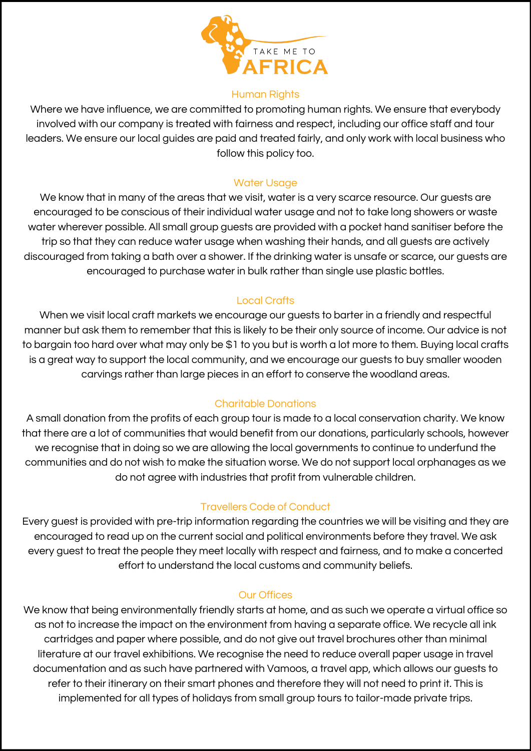TAKE ME TO AFRICA

## Human Rights

Where we have influence, we are committed to promoting human rights. We ensure that everybody involved with our company is treated with fairness and respect, including our office staff and tour leaders. We ensure our local guides are paid and treated fairly, and only work with local business who follow this policy too.

## Water Usage

We know that in many of the areas that we visit, water is a very scarce resource. Our guests are encouraged to be conscious of their individual water usage and not to take long showers or waste water wherever possible. All small group guests are provided with a pocket hand sanitiser before the trip so that they can reduce water usage when washing their hands, and all guests are actively discouraged from taking a bath over a shower. If the drinking water is unsafe or scarce, our guests are encouraged to purchase water in bulk rather than single use plastic bottles.

## Local Crafts

When we visit local craft markets we encourage our guests to barter in a friendly and respectful manner but ask them to remember that this is likely to be their only source of income. Our advice is not to bargain too hard over what may only be $1 to you but is worth a lot more to them. Buying local crafts is a great way to support the local community, and we encourage our guests to buy smaller wooden carvings rather than large pieces in an effort to conserve the woodland areas.

## Charitable Donations

A small donation from the profits of each group tour is made to a local conservation charity. We know that there are a lot of communities that would benefit from our donations, particularly schools, however we recognise that in doing so we are allowing the local governments to continue to underfund the communities and do not wish to make the situation worse. We do not support local orphanages as we do not agree with industries that profit from vulnerable children.

## Travellers Code of Conduct

Every guest is provided with pre-trip information regarding the countries we will be visiting and they are encouraged to read up on the current social and political environments before they travel. We ask every guest to treat the people they meet locally with respect and fairness, and to make a concerted effort to understand the local customs and community beliefs.

## Our Offices

We know that being environmentally friendly starts at home, and as such we operate a virtual office so as not to increase the impact on the environment from having a separate office. We recycle all ink cartridges and paper where possible, and do not give out travel brochures other than minimal literature at our travel exhibitions. We recognise the need to reduce overall paper usage in travel documentation and as such have partnered with Vamoos, a travel app, which allows our guests to refer to their itinerary on their smart phones and therefore they will not need to print it. This is implemented for all types of holidays from small group tours to tailor-made private trips.